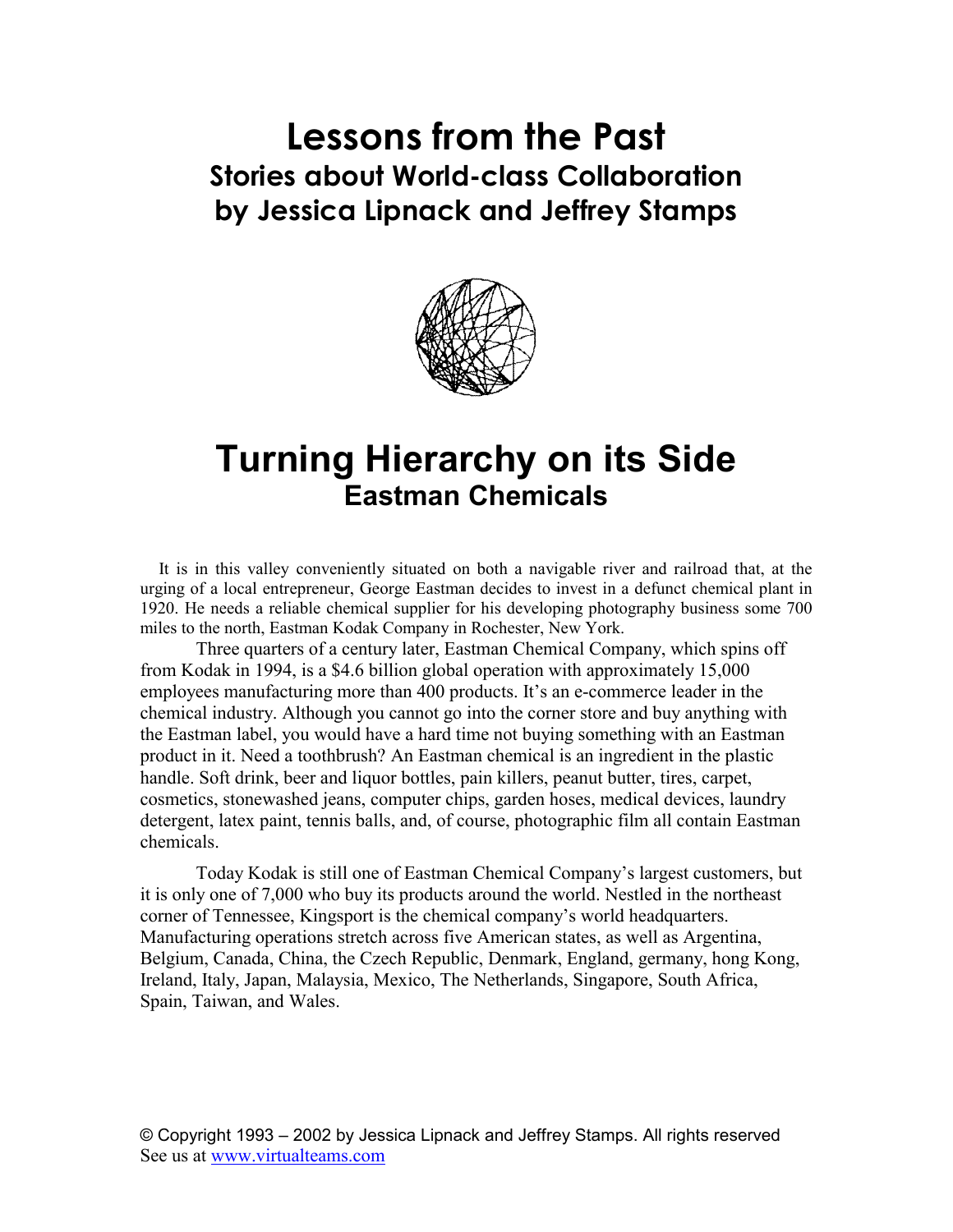# Lessons from the Past

## Stories about World-class Collaboration
## by Jessica Lipnack and Jeffrey Stamps

# Turning Hierarchy on its Side

## Eastman Chemicals

It is in this valley conveniently situated on both a navigable river and railroad that, at the urging of a local entrepreneur, George Eastman decides to invest in a defunct chemical plant in 1920. He needs a reliable chemical supplier for his developing photography business some 700 miles to the north, Eastman Kodak Company in Rochester, New York.

Three quarters of a century later, Eastman Chemical Company, which spins off from Kodak in 1994, is a $4.6 billion global operation with approximately 15,000 employees manufacturing more than 400 products. It's an e-commerce leader in the chemical industry. Although you cannot go into the corner store and buy anything with the Eastman label, you would have a hard time not buying something with an Eastman product in it. Need a toothbrush? An Eastman chemical is an ingredient in the plastic handle. Soft drink, beer and liquor bottles, pain killers, peanut butter, tires, carpet, cosmetics, stonewashed jeans, computer chips, garden hoses, medical devices, laundry detergent, latex paint, tennis balls, and, of course, photographic film all contain Eastman chemicals.

Today Kodak is still one of Eastman Chemical Company's largest customers, but it is only one of 7,000 who buy its products around the world. Nestled in the northeast corner of Tennessee, Kingsport is the chemical company's world headquarters. Manufacturing operations stretch across five American states, as well as Argentina, Belgium, Canada, China, the Czech Republic, Denmark, England, germany, hong Kong, Ireland, Italy, Japan, Malaysia, Mexico, The Netherlands, Singapore, South Africa, Spain, Taiwan, and Wales.

© Copyright 1993 – 2002 by Jessica Lipnack and Jeffrey Stamps. All rights reserved
See us at www.virtualteams.com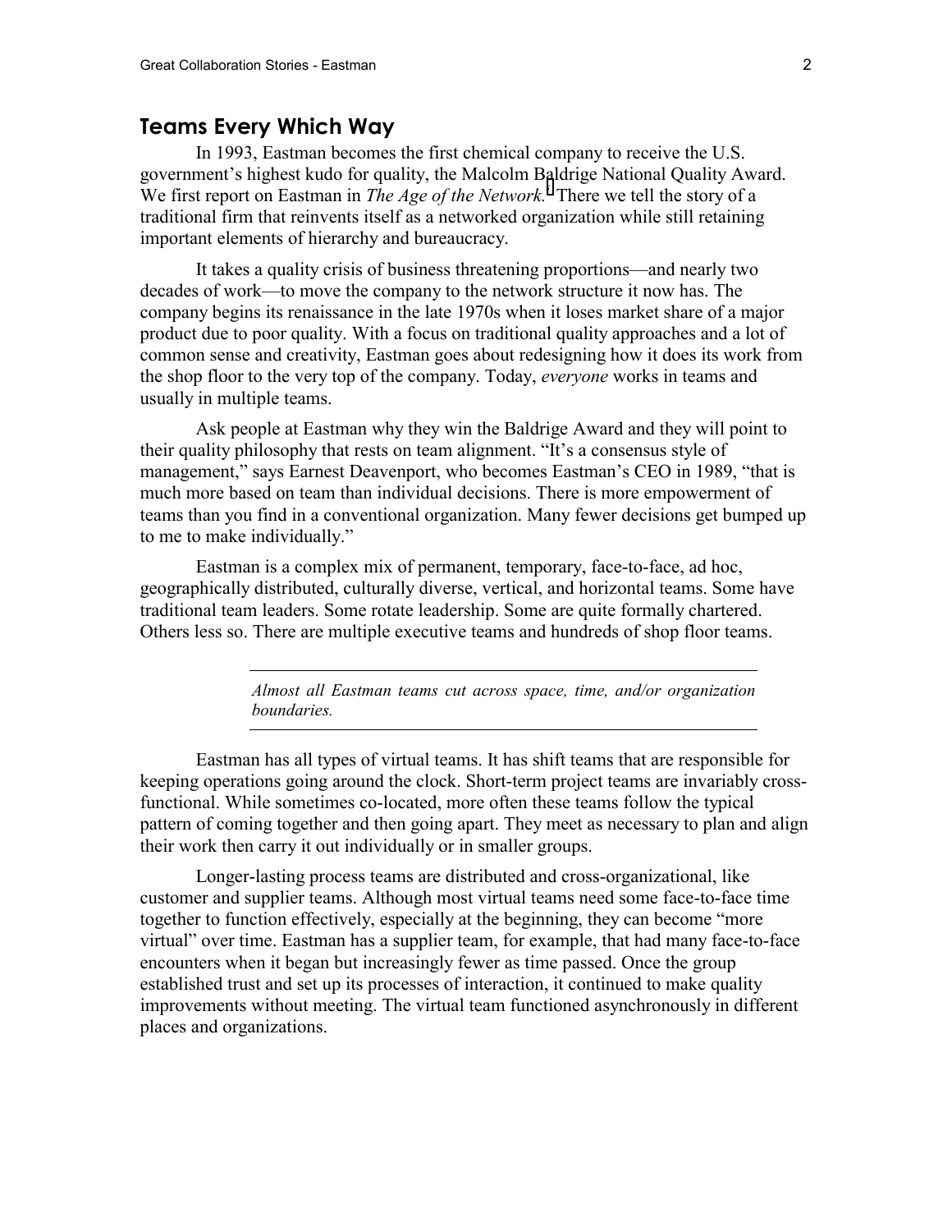## Teams Every Which Way

In 1993, Eastman becomes the first chemical company to receive the U.S. government's highest kudo for quality, the Malcolm Baldrige National Quality Award. We first report on Eastman in *The Age of the Network.*[i] There we tell the story of a traditional firm that reinvents itself as a networked organization while still retaining important elements of hierarchy and bureaucracy.

It takes a quality crisis of business threatening proportions—and nearly two decades of work—to move the company to the network structure it now has. The company begins its renaissance in the late 1970s when it loses market share of a major product due to poor quality. With a focus on traditional quality approaches and a lot of common sense and creativity, Eastman goes about redesigning how it does its work from the shop floor to the very top of the company. Today, *everyone* works in teams and usually in multiple teams.

Ask people at Eastman why they win the Baldrige Award and they will point to their quality philosophy that rests on team alignment. "It's a consensus style of management," says Earnest Deavenport, who becomes Eastman's CEO in 1989, "that is much more based on team than individual decisions. There is more empowerment of teams than you find in a conventional organization. Many fewer decisions get bumped up to me to make individually."

Eastman is a complex mix of permanent, temporary, face-to-face, ad hoc, geographically distributed, culturally diverse, vertical, and horizontal teams. Some have traditional team leaders. Some rotate leadership. Some are quite formally chartered. Others less so. There are multiple executive teams and hundreds of shop floor teams.

---

*Almost all Eastman teams cut across space, time, and/or organization boundaries.*

---

Eastman has all types of virtual teams. It has shift teams that are responsible for keeping operations going around the clock. Short-term project teams are invariably cross-functional. While sometimes co-located, more often these teams follow the typical pattern of coming together and then going apart. They meet as necessary to plan and align their work then carry it out individually or in smaller groups.

Longer-lasting process teams are distributed and cross-organizational, like customer and supplier teams. Although most virtual teams need some face-to-face time together to function effectively, especially at the beginning, they can become "more virtual" over time. Eastman has a supplier team, for example, that had many face-to-face encounters when it began but increasingly fewer as time passed. Once the group established trust and set up its processes of interaction, it continued to make quality improvements without meeting. The virtual team functioned asynchronously in different places and organizations.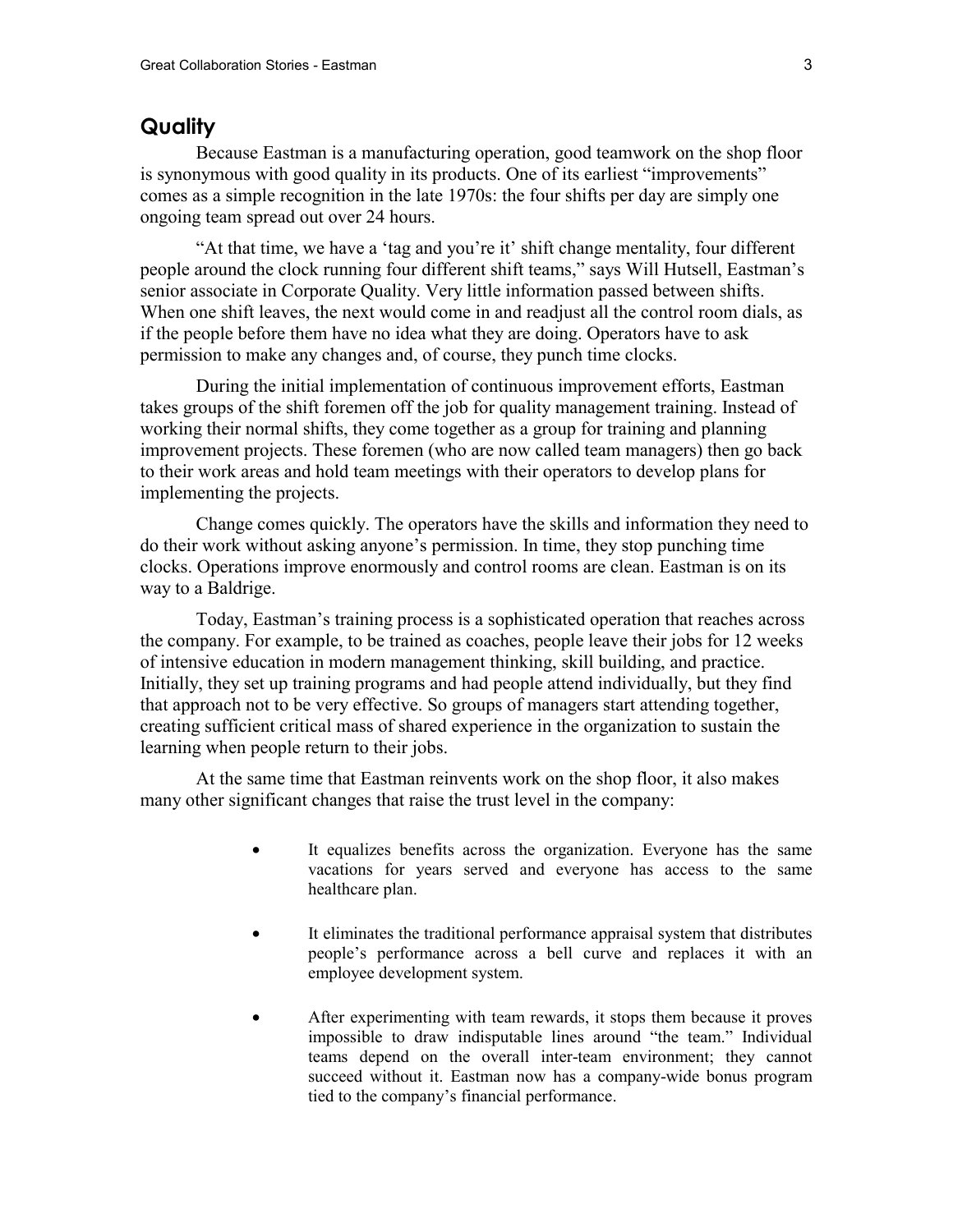## Quality

Because Eastman is a manufacturing operation, good teamwork on the shop floor is synonymous with good quality in its products. One of its earliest "improvements" comes as a simple recognition in the late 1970s: the four shifts per day are simply one ongoing team spread out over 24 hours.

"At that time, we have a 'tag and you're it' shift change mentality, four different people around the clock running four different shift teams," says Will Hutsell, Eastman's senior associate in Corporate Quality. Very little information passed between shifts. When one shift leaves, the next would come in and readjust all the control room dials, as if the people before them have no idea what they are doing. Operators have to ask permission to make any changes and, of course, they punch time clocks.

During the initial implementation of continuous improvement efforts, Eastman takes groups of the shift foremen off the job for quality management training. Instead of working their normal shifts, they come together as a group for training and planning improvement projects. These foremen (who are now called team managers) then go back to their work areas and hold team meetings with their operators to develop plans for implementing the projects.

Change comes quickly. The operators have the skills and information they need to do their work without asking anyone's permission. In time, they stop punching time clocks. Operations improve enormously and control rooms are clean. Eastman is on its way to a Baldrige.

Today, Eastman's training process is a sophisticated operation that reaches across the company. For example, to be trained as coaches, people leave their jobs for 12 weeks of intensive education in modern management thinking, skill building, and practice. Initially, they set up training programs and had people attend individually, but they find that approach not to be very effective. So groups of managers start attending together, creating sufficient critical mass of shared experience in the organization to sustain the learning when people return to their jobs.

At the same time that Eastman reinvents work on the shop floor, it also makes many other significant changes that raise the trust level in the company:

- It equalizes benefits across the organization. Everyone has the same vacations for years served and everyone has access to the same healthcare plan.
- It eliminates the traditional performance appraisal system that distributes people's performance across a bell curve and replaces it with an employee development system.
- After experimenting with team rewards, it stops them because it proves impossible to draw indisputable lines around "the team." Individual teams depend on the overall inter-team environment; they cannot succeed without it. Eastman now has a company-wide bonus program tied to the company's financial performance.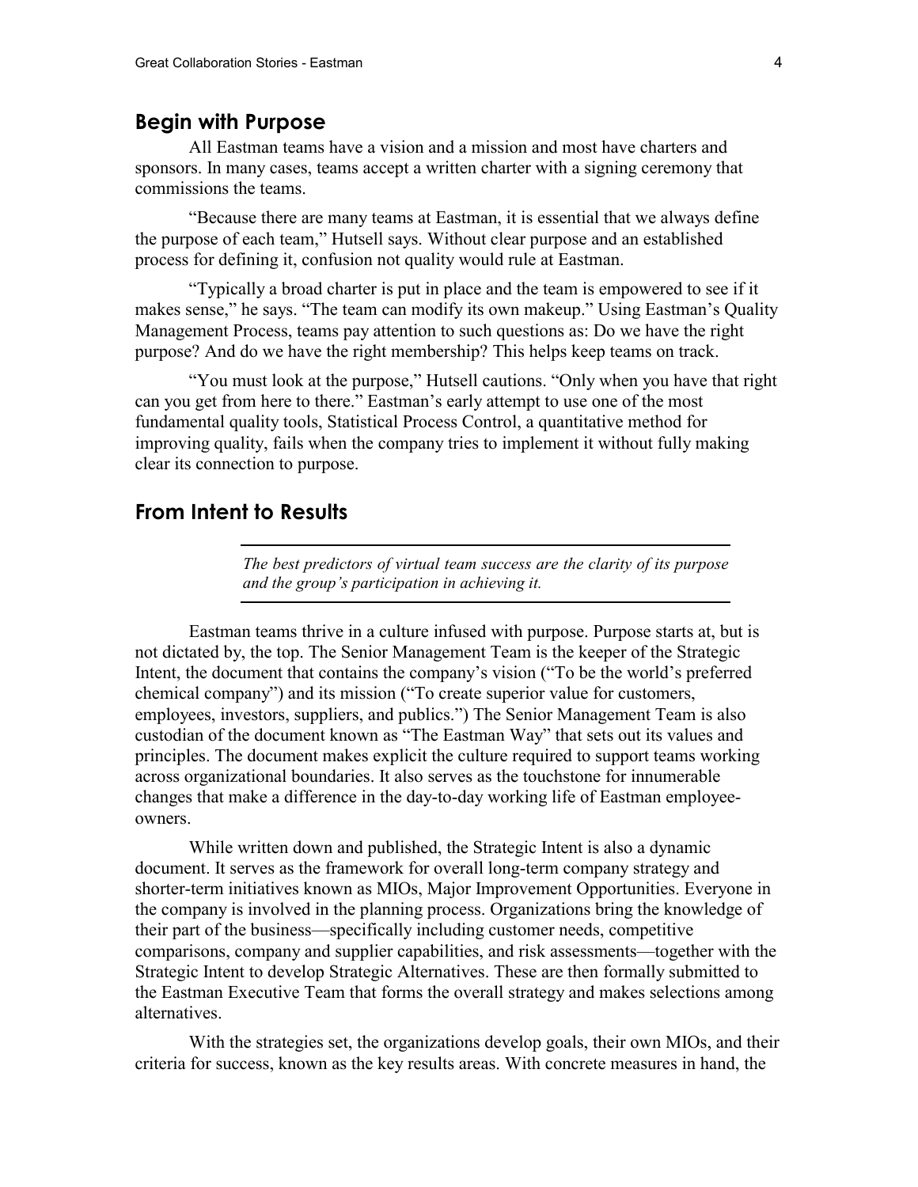## Begin with Purpose

All Eastman teams have a vision and a mission and most have charters and sponsors. In many cases, teams accept a written charter with a signing ceremony that commissions the teams.

"Because there are many teams at Eastman, it is essential that we always define the purpose of each team," Hutsell says. Without clear purpose and an established process for defining it, confusion not quality would rule at Eastman.

"Typically a broad charter is put in place and the team is empowered to see if it makes sense," he says. "The team can modify its own makeup." Using Eastman's Quality Management Process, teams pay attention to such questions as: Do we have the right purpose? And do we have the right membership? This helps keep teams on track.

"You must look at the purpose," Hutsell cautions. "Only when you have that right can you get from here to there." Eastman's early attempt to use one of the most fundamental quality tools, Statistical Process Control, a quantitative method for improving quality, fails when the company tries to implement it without fully making clear its connection to purpose.

## From Intent to Results

---

*The best predictors of virtual team success are the clarity of its purpose and the group's participation in achieving it.*

---

Eastman teams thrive in a culture infused with purpose. Purpose starts at, but is not dictated by, the top. The Senior Management Team is the keeper of the Strategic Intent, the document that contains the company's vision ("To be the world's preferred chemical company") and its mission ("To create superior value for customers, employees, investors, suppliers, and publics.") The Senior Management Team is also custodian of the document known as "The Eastman Way" that sets out its values and principles. The document makes explicit the culture required to support teams working across organizational boundaries. It also serves as the touchstone for innumerable changes that make a difference in the day-to-day working life of Eastman employee-owners.

While written down and published, the Strategic Intent is also a dynamic document. It serves as the framework for overall long-term company strategy and shorter-term initiatives known as MIOs, Major Improvement Opportunities. Everyone in the company is involved in the planning process. Organizations bring the knowledge of their part of the business—specifically including customer needs, competitive comparisons, company and supplier capabilities, and risk assessments—together with the Strategic Intent to develop Strategic Alternatives. These are then formally submitted to the Eastman Executive Team that forms the overall strategy and makes selections among alternatives.

With the strategies set, the organizations develop goals, their own MIOs, and their criteria for success, known as the key results areas. With concrete measures in hand, the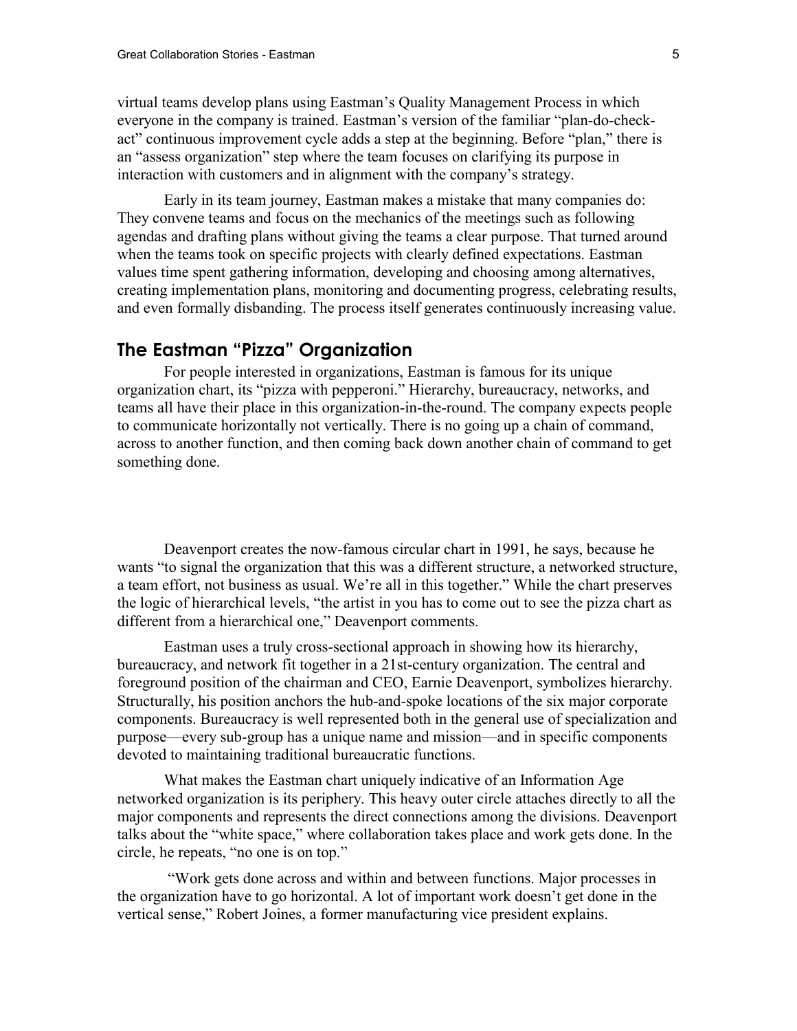virtual teams develop plans using Eastman's Quality Management Process in which everyone in the company is trained. Eastman's version of the familiar "plan-do-check-act" continuous improvement cycle adds a step at the beginning. Before "plan," there is an "assess organization" step where the team focuses on clarifying its purpose in interaction with customers and in alignment with the company's strategy.

Early in its team journey, Eastman makes a mistake that many companies do: They convene teams and focus on the mechanics of the meetings such as following agendas and drafting plans without giving the teams a clear purpose. That turned around when the teams took on specific projects with clearly defined expectations. Eastman values time spent gathering information, developing and choosing among alternatives, creating implementation plans, monitoring and documenting progress, celebrating results, and even formally disbanding. The process itself generates continuously increasing value.

## The Eastman "Pizza" Organization

For people interested in organizations, Eastman is famous for its unique organization chart, its "pizza with pepperoni." Hierarchy, bureaucracy, networks, and teams all have their place in this organization-in-the-round. The company expects people to communicate horizontally not vertically. There is no going up a chain of command, across to another function, and then coming back down another chain of command to get something done.

Deavenport creates the now-famous circular chart in 1991, he says, because he wants "to signal the organization that this was a different structure, a networked structure, a team effort, not business as usual. We're all in this together." While the chart preserves the logic of hierarchical levels, "the artist in you has to come out to see the pizza chart as different from a hierarchical one," Deavenport comments.

Eastman uses a truly cross-sectional approach in showing how its hierarchy, bureaucracy, and network fit together in a 21st-century organization. The central and foreground position of the chairman and CEO, Earnie Deavenport, symbolizes hierarchy. Structurally, his position anchors the hub-and-spoke locations of the six major corporate components. Bureaucracy is well represented both in the general use of specialization and purpose—every sub-group has a unique name and mission—and in specific components devoted to maintaining traditional bureaucratic functions.

What makes the Eastman chart uniquely indicative of an Information Age networked organization is its periphery. This heavy outer circle attaches directly to all the major components and represents the direct connections among the divisions. Deavenport talks about the "white space," where collaboration takes place and work gets done. In the circle, he repeats, "no one is on top."

"Work gets done across and within and between functions. Major processes in the organization have to go horizontal. A lot of important work doesn't get done in the vertical sense," Robert Joines, a former manufacturing vice president explains.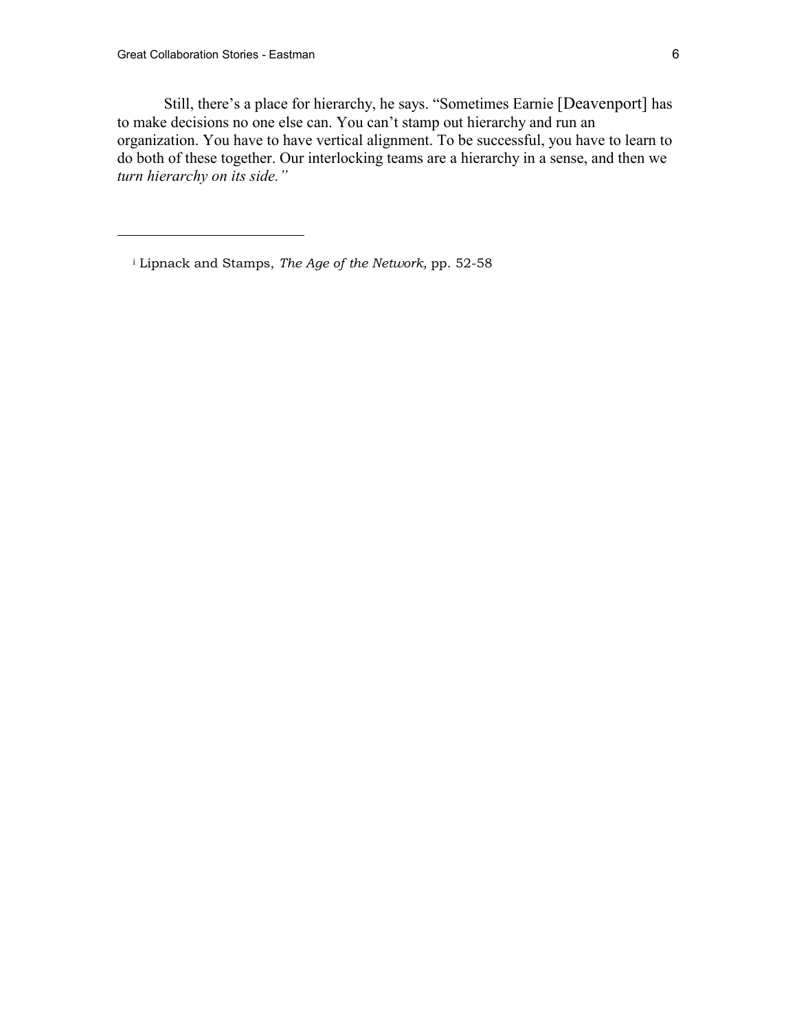Still, there's a place for hierarchy, he says. "Sometimes Earnie [Deavenport] has to make decisions no one else can. You can't stamp out hierarchy and run an organization. You have to have vertical alignment. To be successful, you have to learn to do both of these together. Our interlocking teams are a hierarchy in a sense, and then we *turn hierarchy on its side."*

---

[i] Lipnack and Stamps, *The Age of the Network,* pp. 52-58